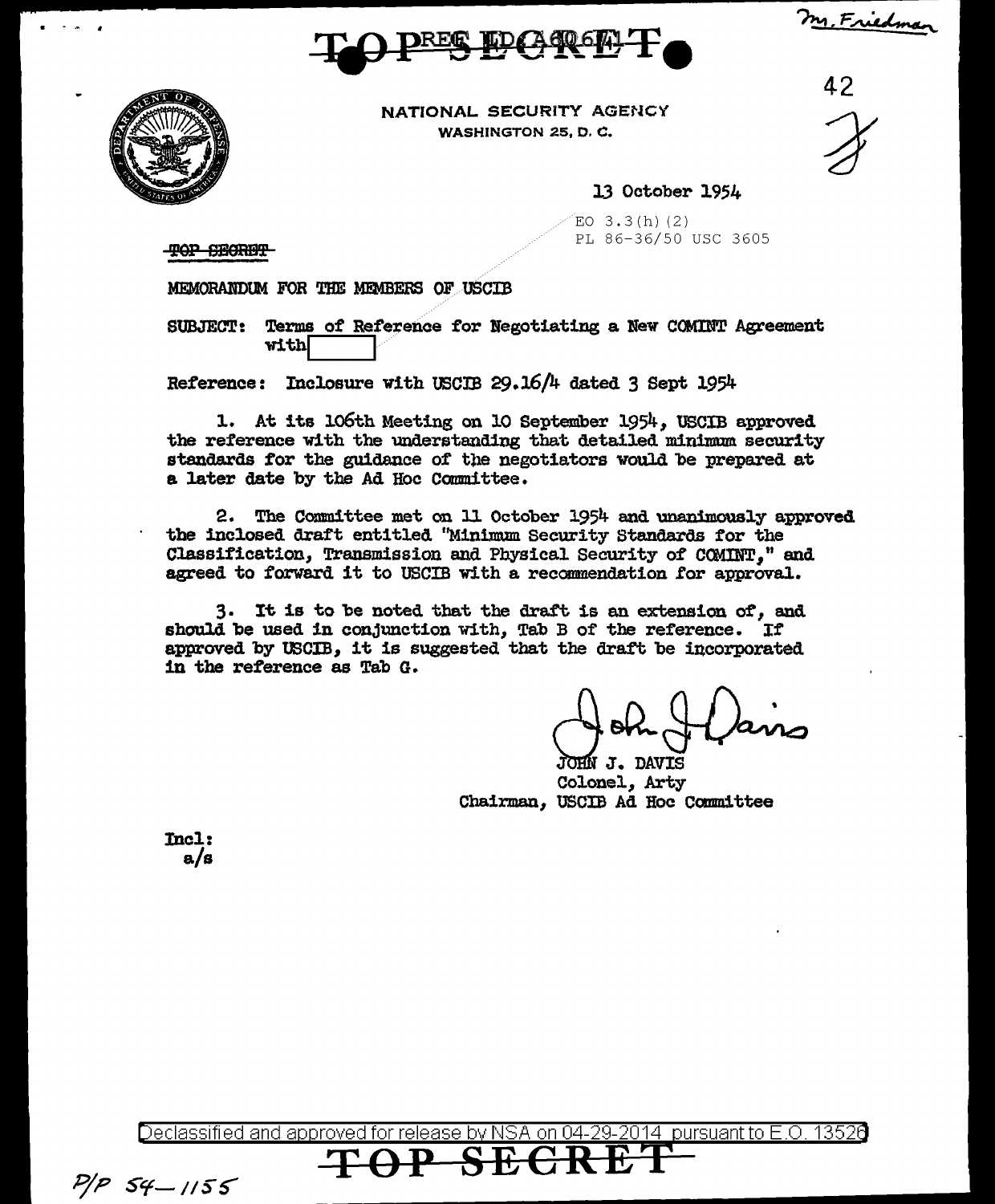TOP SECRET

NATIONAL SECURITY AGENCY
WASHINGTON 25, D. C.

13 October 1954

EO 3.3(h)(2)
PL 86-36/50 USC 3605

~~TOP SECRET~~

MEMORANDUM FOR THE MEMBERS OF USCIB

SUBJECT: Terms of Reference for Negotiating a New COMINT Agreement with [REDACTED]

Reference: Inclosure with USCIB 29.16/4 dated 3 Sept 1954

1. At its 106th Meeting on 10 September 1954, USCIB approved the reference with the understanding that detailed minimum security standards for the guidance of the negotiators would be prepared at a later date by the Ad Hoc Committee.

2. The Committee met on 11 October 1954 and unanimously approved the inclosed draft entitled "Minimum Security Standards for the Classification, Transmission and Physical Security of COMINT," and agreed to forward it to USCIB with a recommendation for approval.

3. It is to be noted that the draft is an extension of, and should be used in conjunction with, Tab B of the reference. If approved by USCIB, it is suggested that the draft be incorporated in the reference as Tab G.

JOHN J. DAVIS
Colonel, Arty
Chairman, USCIB Ad Hoc Committee

Incl:
a/s

P/P 54-1155

Declassified and approved for release by NSA on 04-29-2014 pursuant to E.O. 13526

TOP SECRET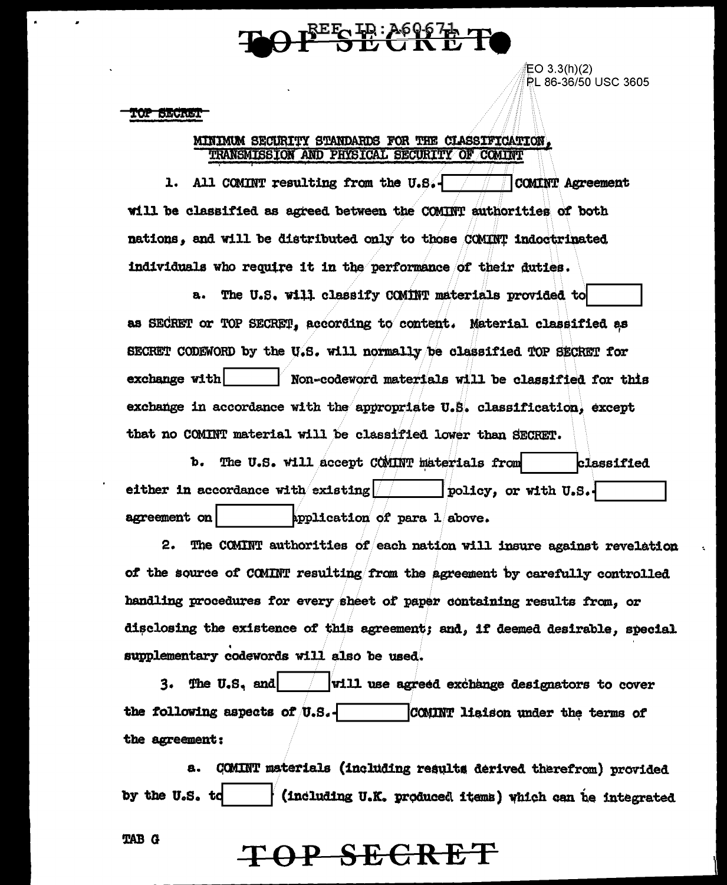EO 3.3(h)(2)
PL 86-36/50 USC 3605

TOP SECRET

MINIMUM SECURITY STANDARDS FOR THE CLASSIFICATION, TRANSMISSION AND PHYSICAL SECURITY OF COMINT

1. All COMINT resulting from the U.S.-[          ] COMINT Agreement will be classified as agreed between the COMINT authorities of both nations, and will be distributed only to those COMINT indoctrinated individuals who require it in the performance of their duties.

a. The U.S. will classify COMINT materials provided to [          ] as SECRET or TOP SECRET, according to content. Material classified as SECRET CODEWORD by the U.S. will normally be classified TOP SECRET for exchange with [          ] Non-codeword materials will be classified for this exchange in accordance with the appropriate U.S. classification, except that no COMINT material will be classified lower than SECRET.

b. The U.S. will accept COMINT materials from [          ] classified either in accordance with existing [          ] policy, or with U.S.-[          ] agreement on [          ] application of para 1 above.

2. The COMINT authorities of each nation will insure against revelation of the source of COMINT resulting from the agreement by carefully controlled handling procedures for every sheet of paper containing results from, or disclosing the existence of this agreement; and, if deemed desirable, special supplementary codewords will also be used.

3. The U.S. and [          ] will use agreed exchange designators to cover the following aspects of U.S.-[          ] COMINT liaison under the terms of the agreement:

a. COMINT materials (including results derived therefrom) provided by the U.S. to [          ] (including U.K. produced items) which can be integrated

TAB G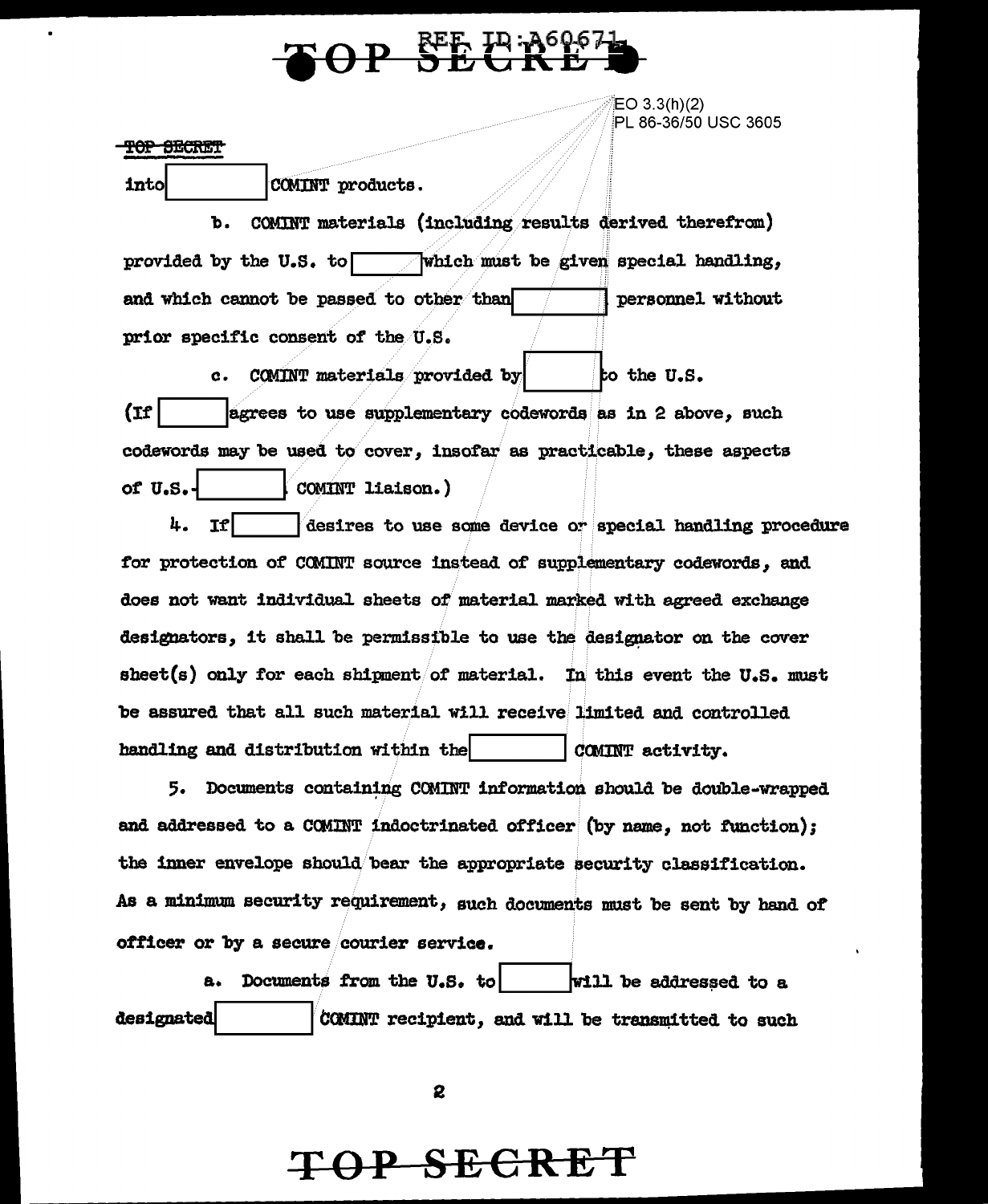EO 3.3(h)(2)
PL 86-36/50 USC 3605

TOP SECRET

into [ ] COMINT products.

b. COMINT materials (including results derived therefrom) provided by the U.S. to [ ] which must be given special handling, and which cannot be passed to other than [ ] personnel without prior specific consent of the U.S.

c. COMINT materials provided by [ ] to the U.S. (If [ ] agrees to use supplementary codewords as in 2 above, such codewords may be used to cover, insofar as practicable, these aspects of U.S.-[ ] COMINT liaison.)

4. If [ ] desires to use some device or special handling procedure for protection of COMINT source instead of supplementary codewords, and does not want individual sheets of material marked with agreed exchange designators, it shall be permissible to use the designator on the cover sheet(s) only for each shipment of material. In this event the U.S. must be assured that all such material will receive limited and controlled handling and distribution within the [ ] COMINT activity.

5. Documents containing COMINT information should be double-wrapped and addressed to a COMINT indoctrinated officer (by name, not function); the inner envelope should bear the appropriate security classification. As a minimum security requirement, such documents must be sent by hand of officer or by a secure courier service.

a. Documents from the U.S. to [ ] will be addressed to a designated [ ] COMINT recipient, and will be transmitted to such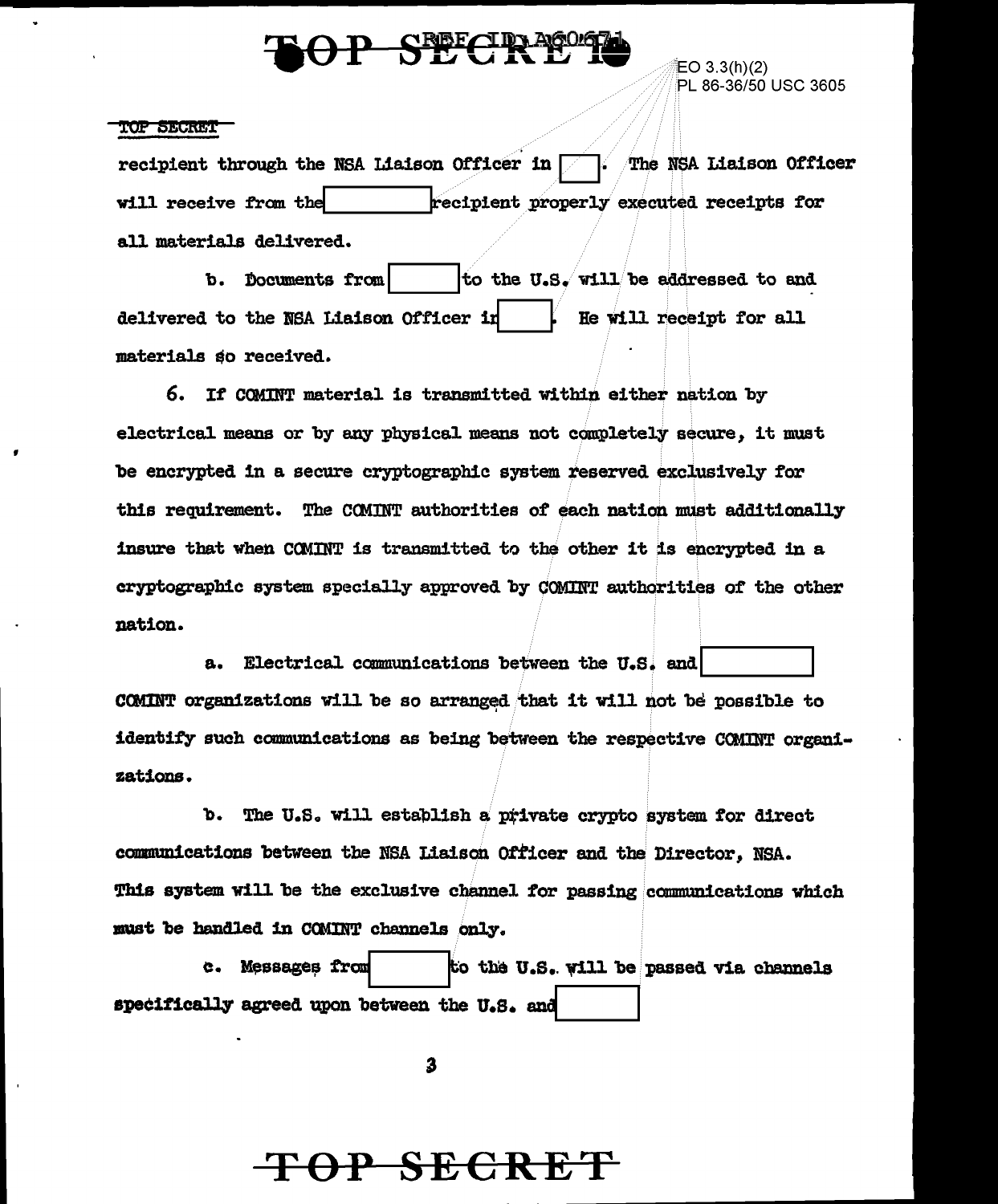recipient through the NSA Liaison Officer in [ ]. The NSA Liaison Officer will receive from the [ ] recipient properly executed receipts for all materials delivered.

b. Documents from [ ] to the U.S. will be addressed to and delivered to the NSA Liaison Officer in [ ]. He will receipt for all materials so received.

6. If COMINT material is transmitted within either nation by electrical means or by any physical means not completely secure, it must be encrypted in a secure cryptographic system reserved exclusively for this requirement. The COMINT authorities of each nation must additionally insure that when COMINT is transmitted to the other it is encrypted in a cryptographic system specially approved by COMINT authorities of the other nation.

a. Electrical communications between the U.S. and [ ] COMINT organizations will be so arranged that it will not be possible to identify such communications as being between the respective COMINT organizations.

b. The U.S. will establish a private crypto system for direct communications between the NSA Liaison Officer and the Director, NSA. This system will be the exclusive channel for passing communications which must be handled in COMINT channels only.

c. Messages from [ ] to the U.S. will be passed via channels specifically agreed upon between the U.S. and [ ]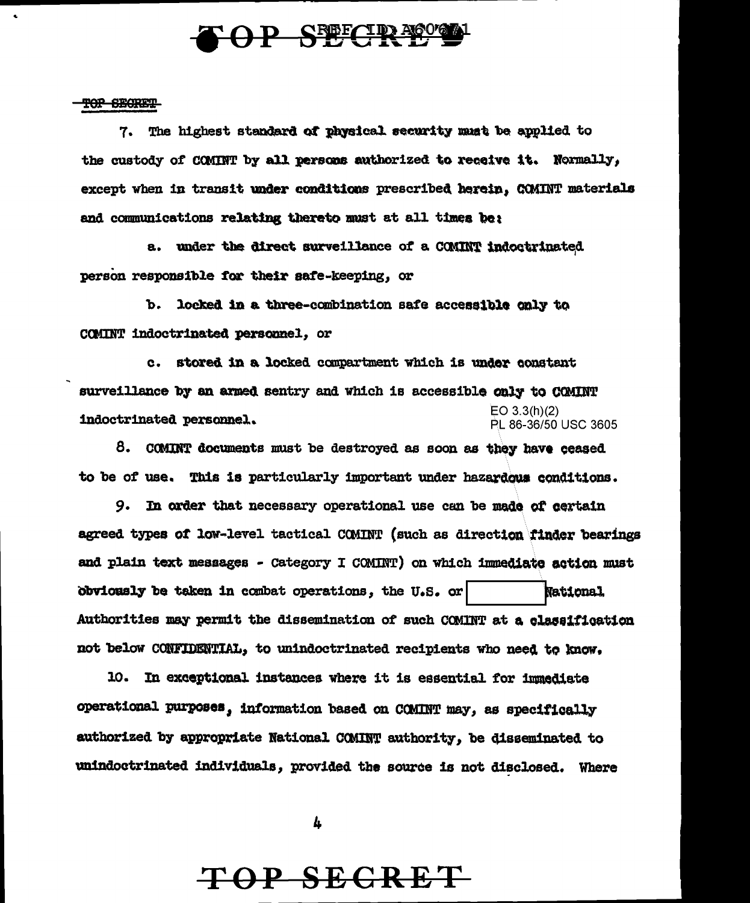TOP SECRET

7. The highest standard of physical security must be applied to the custody of COMINT by all persons authorized to receive it. Normally, except when in transit under conditions prescribed herein, COMINT materials and communications relating thereto must at all times be:

a. under the direct surveillance of a COMINT indoctrinated person responsible for their safe-keeping, or

b. locked in a three-combination safe accessible only to COMINT indoctrinated personnel, or

c. stored in a locked compartment which is under constant surveillance by an armed sentry and which is accessible only to COMINT indoctrinated personnel.

EO 3.3(h)(2)
PL 86-36/50 USC 3605

8. COMINT documents must be destroyed as soon as they have ceased to be of use. This is particularly important under hazardous conditions.

9. In order that necessary operational use can be made of certain agreed types of low-level tactical COMINT (such as direction finder bearings and plain text messages - Category I COMINT) on which immediate action must obviously be taken in combat operations, the U.S. or [ ] National Authorities may permit the dissemination of such COMINT at a classification not below CONFIDENTIAL, to unindoctrinated recipients who need to know.

10. In exceptional instances where it is essential for immediate operational purposes, information based on COMINT may, as specifically authorized by appropriate National COMINT authority, be disseminated to unindoctrinated individuals, provided the source is not disclosed. Where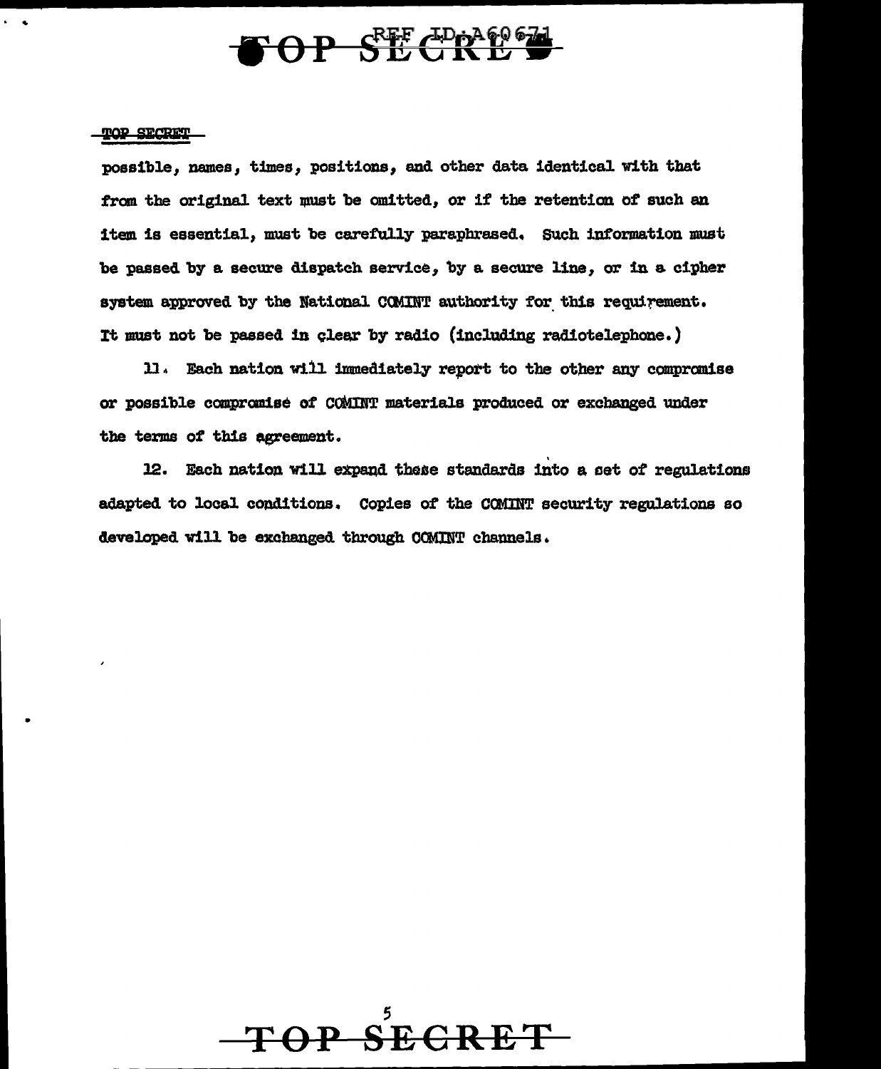possible, names, times, positions, and other data identical with that from the original text must be omitted, or if the retention of such an item is essential, must be carefully paraphrased. Such information must be passed by a secure dispatch service, by a secure line, or in a cipher system approved by the National COMINT authority for this requirement. It must not be passed in clear by radio (including radiotelephone.)

11. Each nation will immediately report to the other any compromise or possible compromise of COMINT materials produced or exchanged under the terms of this agreement.

12. Each nation will expand these standards into a set of regulations adapted to local conditions. Copies of the COMINT security regulations so developed will be exchanged through COMINT channels.